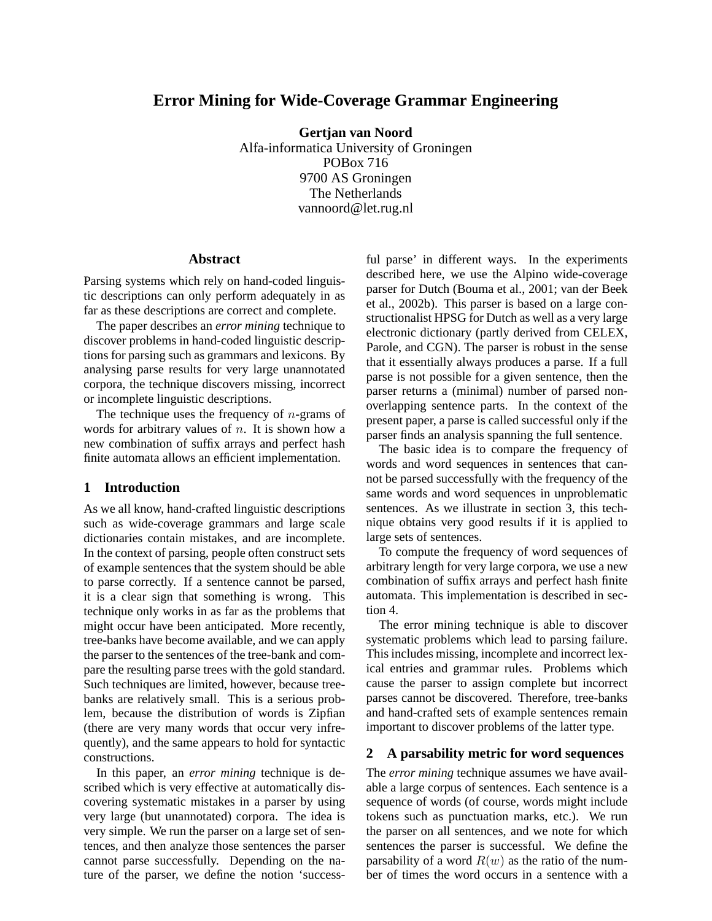# Error Mining for Wide-Coverage Grammar Engineering

**Gertjan van Noord**
Alfa-informatica University of Groningen
POBox 716
9700 AS Groningen
The Netherlands
vannoord@let.rug.nl

## Abstract

Parsing systems which rely on hand-coded linguistic descriptions can only perform adequately in as far as these descriptions are correct and complete.

The paper describes an *error mining* technique to discover problems in hand-coded linguistic descriptions for parsing such as grammars and lexicons. By analysing parse results for very large unannotated corpora, the technique discovers missing, incorrect or incomplete linguistic descriptions.

The technique uses the frequency of $n$-grams of words for arbitrary values of $n$. It is shown how a new combination of suffix arrays and perfect hash finite automata allows an efficient implementation.

## 1 Introduction

As we all know, hand-crafted linguistic descriptions such as wide-coverage grammars and large scale dictionaries contain mistakes, and are incomplete. In the context of parsing, people often construct sets of example sentences that the system should be able to parse correctly. If a sentence cannot be parsed, it is a clear sign that something is wrong. This technique only works in as far as the problems that might occur have been anticipated. More recently, tree-banks have become available, and we can apply the parser to the sentences of the tree-bank and compare the resulting parse trees with the gold standard. Such techniques are limited, however, because tree-banks are relatively small. This is a serious problem, because the distribution of words is Zipfian (there are very many words that occur very infrequently), and the same appears to hold for syntactic constructions.

In this paper, an *error mining* technique is described which is very effective at automatically discovering systematic mistakes in a parser by using very large (but unannotated) corpora. The idea is very simple. We run the parser on a large set of sentences, and then analyze those sentences the parser cannot parse successfully. Depending on the nature of the parser, we define the notion 'successful parse' in different ways. In the experiments described here, we use the Alpino wide-coverage parser for Dutch (Bouma et al., 2001; van der Beek et al., 2002b). This parser is based on a large constructionalist HPSG for Dutch as well as a very large electronic dictionary (partly derived from CELEX, Parole, and CGN). The parser is robust in the sense that it essentially always produces a parse. If a full parse is not possible for a given sentence, then the parser returns a (minimal) number of parsed non-overlapping sentence parts. In the context of the present paper, a parse is called successful only if the parser finds an analysis spanning the full sentence.

The basic idea is to compare the frequency of words and word sequences in sentences that cannot be parsed successfully with the frequency of the same words and word sequences in unproblematic sentences. As we illustrate in section 3, this technique obtains very good results if it is applied to large sets of sentences.

To compute the frequency of word sequences of arbitrary length for very large corpora, we use a new combination of suffix arrays and perfect hash finite automata. This implementation is described in section 4.

The error mining technique is able to discover systematic problems which lead to parsing failure. This includes missing, incomplete and incorrect lexical entries and grammar rules. Problems which cause the parser to assign complete but incorrect parses cannot be discovered. Therefore, tree-banks and hand-crafted sets of example sentences remain important to discover problems of the latter type.

## 2 A parsability metric for word sequences

The *error mining* technique assumes we have available a large corpus of sentences. Each sentence is a sequence of words (of course, words might include tokens such as punctuation marks, etc.). We run the parser on all sentences, and we note for which sentences the parser is successful. We define the parsability of a word $R(w)$ as the ratio of the number of times the word occurs in a sentence with a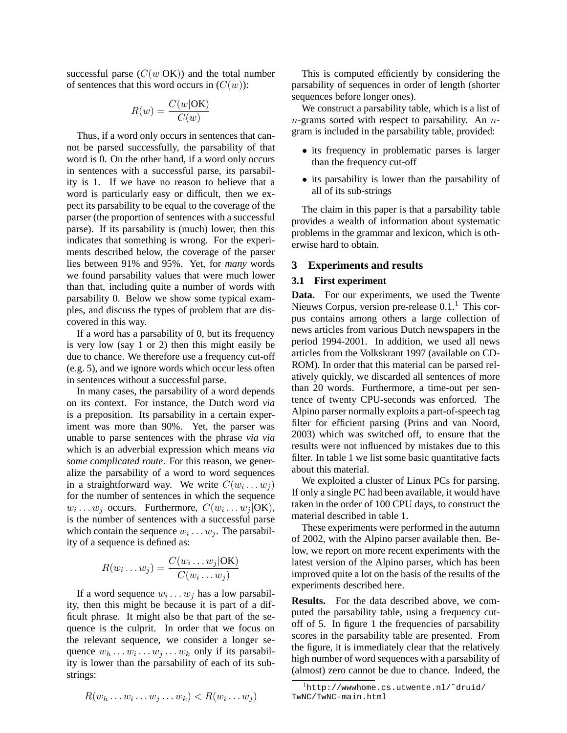successful parse ($C(w|\text{OK})$) and the total number of sentences that this word occurs in ($C(w)$):

$$R(w) = \frac{C(w|\text{OK})}{C(w)}$$

Thus, if a word only occurs in sentences that cannot be parsed successfully, the parsability of that word is 0. On the other hand, if a word only occurs in sentences with a successful parse, its parsability is 1. If we have no reason to believe that a word is particularly easy or difficult, then we expect its parsability to be equal to the coverage of the parser (the proportion of sentences with a successful parse). If its parsability is (much) lower, then this indicates that something is wrong. For the experiments described below, the coverage of the parser lies between 91% and 95%. Yet, for *many* words we found parsability values that were much lower than that, including quite a number of words with parsability 0. Below we show some typical examples, and discuss the types of problem that are discovered in this way.

If a word has a parsability of 0, but its frequency is very low (say 1 or 2) then this might easily be due to chance. We therefore use a frequency cut-off (e.g. 5), and we ignore words which occur less often in sentences without a successful parse.

In many cases, the parsability of a word depends on its context. For instance, the Dutch word *via* is a preposition. Its parsability in a certain experiment was more than 90%. Yet, the parser was unable to parse sentences with the phrase *via via* which is an adverbial expression which means *via some complicated route*. For this reason, we generalize the parsability of a word to word sequences in a straightforward way. We write $C(w_i \ldots w_j)$ for the number of sentences in which the sequence $w_i \ldots w_j$ occurs. Furthermore, $C(w_i \ldots w_j|\text{OK})$, is the number of sentences with a successful parse which contain the sequence $w_i \ldots w_j$. The parsability of a sequence is defined as:

$$R(w_i \ldots w_j) = \frac{C(w_i \ldots w_j|\text{OK})}{C(w_i \ldots w_j)}$$

If a word sequence $w_i \ldots w_j$ has a low parsability, then this might be because it is part of a difficult phrase. It might also be that part of the sequence is the culprit. In order that we focus on the relevant sequence, we consider a longer sequence $w_h \ldots w_i \ldots w_j \ldots w_k$ only if its parsability is lower than the parsability of each of its substrings:

$$R(w_h \ldots w_i \ldots w_j \ldots w_k) < R(w_i \ldots w_j)$$

This is computed efficiently by considering the parsability of sequences in order of length (shorter sequences before longer ones).

We construct a parsability table, which is a list of $n$-grams sorted with respect to parsability. An $n$-gram is included in the parsability table, provided:

- its frequency in problematic parses is larger than the frequency cut-off
- its parsability is lower than the parsability of all of its sub-strings

The claim in this paper is that a parsability table provides a wealth of information about systematic problems in the grammar and lexicon, which is otherwise hard to obtain.

## 3 Experiments and results

### 3.1 First experiment

**Data.** For our experiments, we used the Twente Nieuws Corpus, version pre-release 0.1.[1] This corpus contains among others a large collection of news articles from various Dutch newspapers in the period 1994-2001. In addition, we used all news articles from the Volkskrant 1997 (available on CD-ROM). In order that this material can be parsed relatively quickly, we discarded all sentences of more than 20 words. Furthermore, a time-out per sentence of twenty CPU-seconds was enforced. The Alpino parser normally exploits a part-of-speech tag filter for efficient parsing (Prins and van Noord, 2003) which was switched off, to ensure that the results were not influenced by mistakes due to this filter. In table 1 we list some basic quantitative facts about this material.

We exploited a cluster of Linux PCs for parsing. If only a single PC had been available, it would have taken in the order of 100 CPU days, to construct the material described in table 1.

These experiments were performed in the autumn of 2002, with the Alpino parser available then. Below, we report on more recent experiments with the latest version of the Alpino parser, which has been improved quite a lot on the basis of the results of the experiments described here.

**Results.** For the data described above, we computed the parsability table, using a frequency cut-off of 5. In figure 1 the frequencies of parsability scores in the parsability table are presented. From the figure, it is immediately clear that the relatively high number of word sequences with a parsability of (almost) zero cannot be due to chance. Indeed, the

[1] http://wwwhome.cs.utwente.nl/~druid/TwNC/TwNC-main.html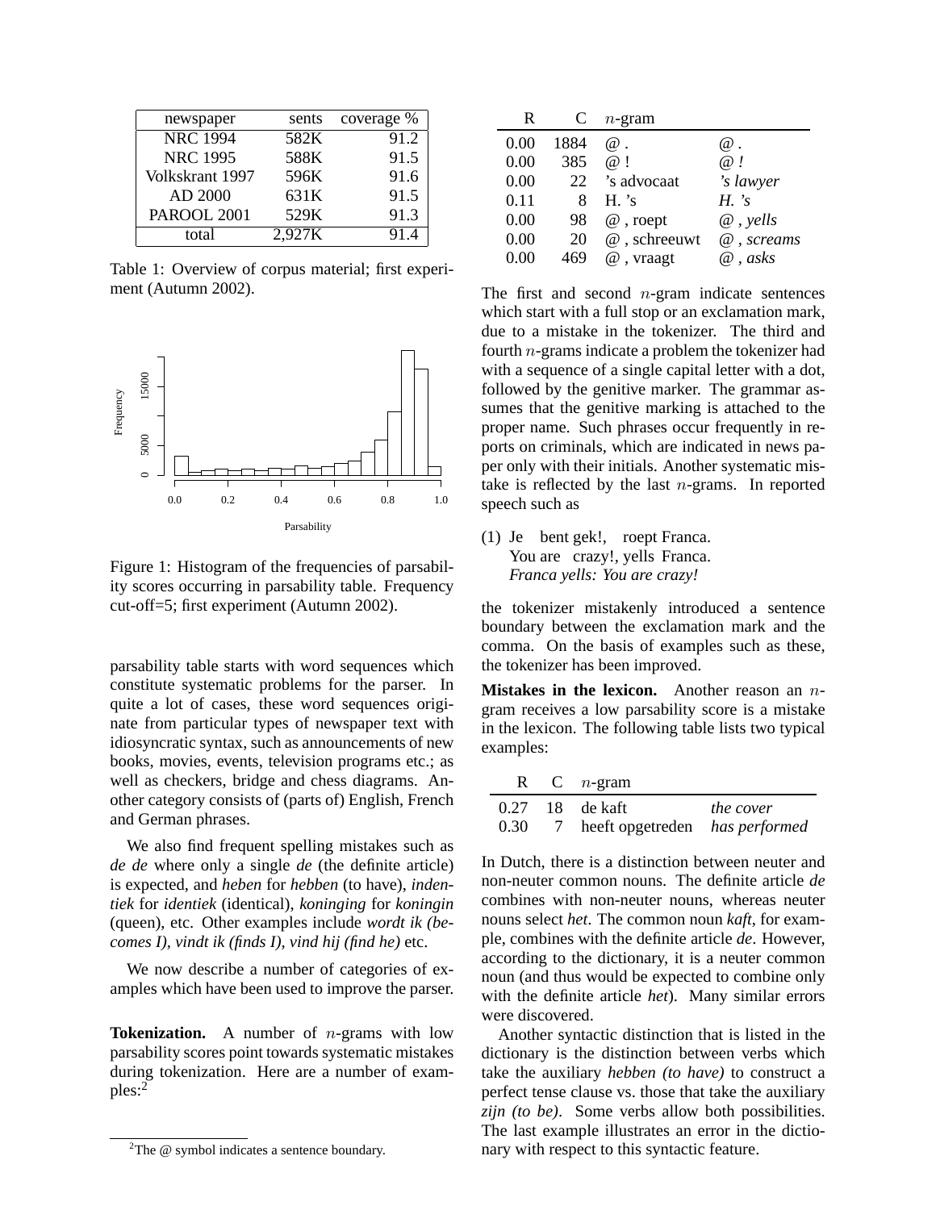| newspaper | sents | coverage % |
|---|---|---|
| NRC 1994 | 582K | 91.2 |
| NRC 1995 | 588K | 91.5 |
| Volkskrant 1997 | 596K | 91.6 |
| AD 2000 | 631K | 91.5 |
| PAROOL 2001 | 529K | 91.3 |
| total | 2,927K | 91.4 |

Table 1: Overview of corpus material; first experiment (Autumn 2002).

Figure 1: Histogram of the frequencies of parsability scores occurring in parsability table. Frequency cut-off=5; first experiment (Autumn 2002).

parsability table starts with word sequences which constitute systematic problems for the parser. In quite a lot of cases, these word sequences originate from particular types of newspaper text with idiosyncratic syntax, such as announcements of new books, movies, events, television programs etc.; as well as checkers, bridge and chess diagrams. Another category consists of (parts of) English, French and German phrases.

We also find frequent spelling mistakes such as *de de* where only a single *de* (the definite article) is expected, and *heben* for *hebben* (to have), *indentiek* for *identiek* (identical), *koninging* for *koningin* (queen), etc. Other examples include *wordt ik (becomes I), vindt ik (finds I), vind hij (find he)* etc.

We now describe a number of categories of examples which have been used to improve the parser.

**Tokenization.** A number of $n$-grams with low parsability scores point towards systematic mistakes during tokenization. Here are a number of examples:[2]

| R | C | $n$-gram | |
|---|---|---|---|
| 0.00 | 1884 | @ . | *@ .* |
| 0.00 | 385 | @ ! | *@ !* |
| 0.00 | 22 | 's advocaat | *'s lawyer* |
| 0.11 | 8 | H. 's | *H. 's* |
| 0.00 | 98 | @ , roept | *@ , yells* |
| 0.00 | 20 | @ , schreeuwt | *@ , screams* |
| 0.00 | 469 | @ , vraagt | *@ , asks* |

The first and second $n$-gram indicate sentences which start with a full stop or an exclamation mark, due to a mistake in the tokenizer. The third and fourth $n$-grams indicate a problem the tokenizer had with a sequence of a single capital letter with a dot, followed by the genitive marker. The grammar assumes that the genitive marking is attached to the proper name. Such phrases occur frequently in reports on criminals, which are indicated in news paper only with their initials. Another systematic mistake is reflected by the last $n$-grams. In reported speech such as

(1) Je bent gek!, roept Franca.
You are crazy!, yells Franca.
*Franca yells: You are crazy!*

the tokenizer mistakenly introduced a sentence boundary between the exclamation mark and the comma. On the basis of examples such as these, the tokenizer has been improved.

**Mistakes in the lexicon.** Another reason an $n$-gram receives a low parsability score is a mistake in the lexicon. The following table lists two typical examples:

| R | C | $n$-gram | |
|---|---|---|---|
| 0.27 | 18 | de kaft | *the cover* |
| 0.30 | 7 | heeft opgetreden | *has performed* |

In Dutch, there is a distinction between neuter and non-neuter common nouns. The definite article *de* combines with non-neuter nouns, whereas neuter nouns select *het*. The common noun *kaft*, for example, combines with the definite article *de*. However, according to the dictionary, it is a neuter common noun (and thus would be expected to combine only with the definite article *het*). Many similar errors were discovered.

Another syntactic distinction that is listed in the dictionary is the distinction between verbs which take the auxiliary *hebben (to have)* to construct a perfect tense clause vs. those that take the auxiliary *zijn (to be)*. Some verbs allow both possibilities. The last example illustrates an error in the dictionary with respect to this syntactic feature.

[2] The @ symbol indicates a sentence boundary.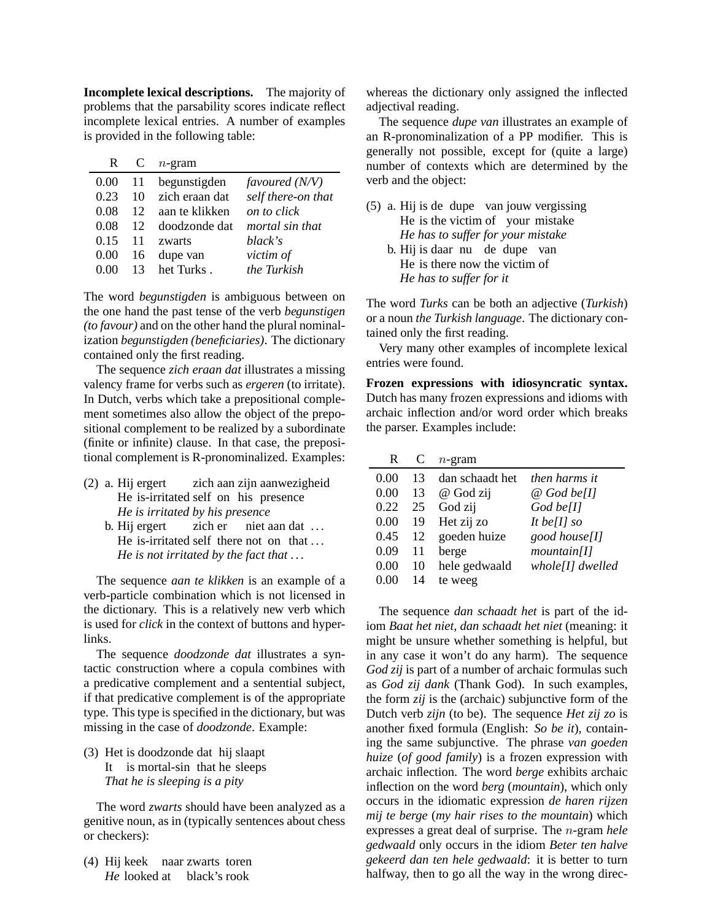**Incomplete lexical descriptions.** The majority of problems that the parsability scores indicate reflect incomplete lexical entries. A number of examples is provided in the following table:

| R | C | $n$-gram | |
|---|---|---|---|
| 0.00 | 11 | begunstigden | *favoured (N/V)* |
| 0.23 | 10 | zich eraan dat | *self there-on that* |
| 0.08 | 12 | aan te klikken | *on to click* |
| 0.08 | 12 | doodzonde dat | *mortal sin that* |
| 0.15 | 11 | zwarts | *black's* |
| 0.00 | 16 | dupe van | *victim of* |
| 0.00 | 13 | het Turks . | *the Turkish* |

The word *begunstigden* is ambiguous between on the one hand the past tense of the verb *begunstigen (to favour)* and on the other hand the plural nominalization *begunstigden (beneficiaries)*. The dictionary contained only the first reading.

The sequence *zich eraan dat* illustrates a missing valency frame for verbs such as *ergeren* (to irritate). In Dutch, verbs which take a prepositional complement sometimes also allow the object of the prepositional complement to be realized by a subordinate (finite or infinite) clause. In that case, the prepositional complement is R-pronominalized. Examples:

(2) a. Hij ergert zich aan zijn aanwezigheid
He is-irritated self on his presence
*He is irritated by his presence*

b. Hij ergert zich er niet aan dat ...
He is-irritated self there not on that ...
*He is not irritated by the fact that ...*

The sequence *aan te klikken* is an example of a verb-particle combination which is not licensed in the dictionary. This is a relatively new verb which is used for *click* in the context of buttons and hyperlinks.

The sequence *doodzonde dat* illustrates a syntactic construction where a copula combines with a predicative complement and a sentential subject, if that predicative complement is of the appropriate type. This type is specified in the dictionary, but was missing in the case of *doodzonde*. Example:

(3) Het is doodzonde dat hij slaapt
It is mortal-sin that he sleeps
*That he is sleeping is a pity*

The word *zwarts* should have been analyzed as a genitive noun, as in (typically sentences about chess or checkers):

(4) Hij keek naar zwarts toren
*He* looked at black's rook

whereas the dictionary only assigned the inflected adjectival reading.

The sequence *dupe van* illustrates an example of an R-pronominalization of a PP modifier. This is generally not possible, except for (quite a large) number of contexts which are determined by the verb and the object:

(5) a. Hij is de dupe van jouw vergissing
He is the victim of your mistake
*He has to suffer for your mistake*

b. Hij is daar nu de dupe van
He is there now the victim of
*He has to suffer for it*

The word *Turks* can be both an adjective (*Turkish*) or a noun *the Turkish language*. The dictionary contained only the first reading.

Very many other examples of incomplete lexical entries were found.

**Frozen expressions with idiosyncratic syntax.** Dutch has many frozen expressions and idioms with archaic inflection and/or word order which breaks the parser. Examples include:

| R | C | $n$-gram | |
|---|---|---|---|
| 0.00 | 13 | dan schaadt het | *then harms it* |
| 0.00 | 13 | @ God zij | *@ God be[I]* |
| 0.22 | 25 | God zij | *God be[I]* |
| 0.00 | 19 | Het zij zo | *It be[I] so* |
| 0.45 | 12 | goeden huize | *good house[I]* |
| 0.09 | 11 | berge | *mountain[I]* |
| 0.00 | 10 | hele gedwaald | *whole[I] dwelled* |
| 0.00 | 14 | te weeg | |

The sequence *dan schaadt het* is part of the idiom *Baat het niet, dan schaadt het niet* (meaning: it might be unsure whether something is helpful, but in any case it won't do any harm). The sequence *God zij* is part of a number of archaic formulas such as *God zij dank* (Thank God). In such examples, the form *zij* is the (archaic) subjunctive form of the Dutch verb *zijn* (to be). The sequence *Het zij zo* is another fixed formula (English: *So be it*), containing the same subjunctive. The phrase *van goeden huize* (*of good family*) is a frozen expression with archaic inflection. The word *berge* exhibits archaic inflection on the word *berg* (*mountain*), which only occurs in the idiomatic expression *de haren rijzen mij te berge* (*my hair rises to the mountain*) which expresses a great deal of surprise. The $n$-gram *hele gedwaald* only occurs in the idiom *Beter ten halve gekeerd dan ten hele gedwaald*: it is better to turn halfway, then to go all the way in the wrong direc-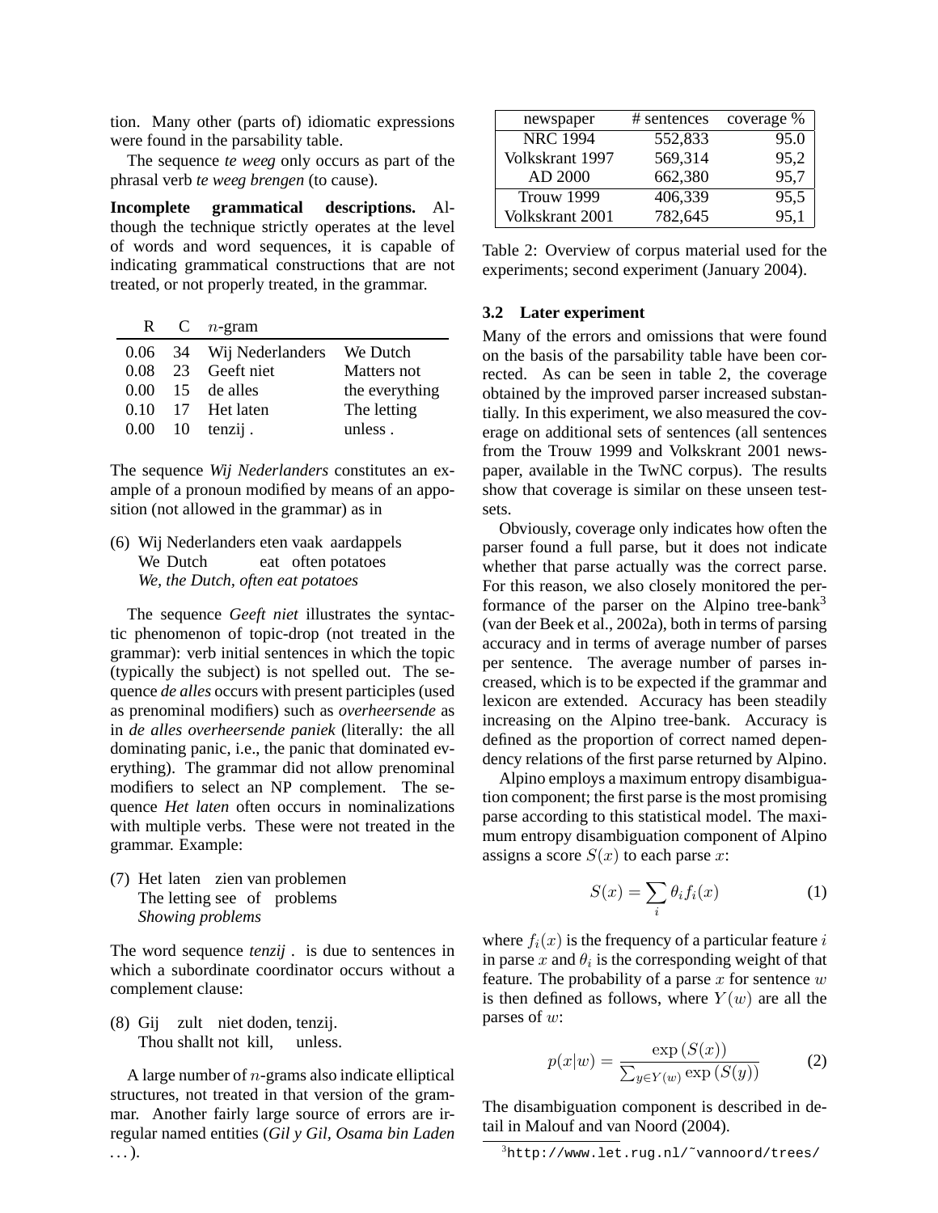tion. Many other (parts of) idiomatic expressions were found in the parsability table.

The sequence *te weeg* only occurs as part of the phrasal verb *te weeg brengen* (to cause).

**Incomplete grammatical descriptions.** Although the technique strictly operates at the level of words and word sequences, it is capable of indicating grammatical constructions that are not treated, or not properly treated, in the grammar.

| R | C | $n$-gram | |
|---|---|---|---|
| 0.06 | 34 | Wij Nederlanders | We Dutch |
| 0.08 | 23 | Geeft niet | Matters not |
| 0.00 | 15 | de alles | the everything |
| 0.10 | 17 | Het laten | The letting |
| 0.00 | 10 | tenzij . | unless . |

The sequence *Wij Nederlanders* constitutes an example of a pronoun modified by means of an apposition (not allowed in the grammar) as in

(6) Wij Nederlanders eten vaak aardappels
We Dutch eat often potatoes
*We, the Dutch, often eat potatoes*

The sequence *Geeft niet* illustrates the syntactic phenomenon of topic-drop (not treated in the grammar): verb initial sentences in which the topic (typically the subject) is not spelled out. The sequence *de alles* occurs with present participles (used as prenominal modifiers) such as *overheersende* as in *de alles overheersende paniek* (literally: the all dominating panic, i.e., the panic that dominated everything). The grammar did not allow prenominal modifiers to select an NP complement. The sequence *Het laten* often occurs in nominalizations with multiple verbs. These were not treated in the grammar. Example:

(7) Het laten zien van problemen
The letting see of problems
*Showing problems*

The word sequence *tenzij .* is due to sentences in which a subordinate coordinator occurs without a complement clause:

(8) Gij zult niet doden, tenzij.
Thou shallt not kill, unless.

A large number of $n$-grams also indicate elliptical structures, not treated in that version of the grammar. Another fairly large source of errors are irregular named entities (*Gil y Gil, Osama bin Laden* ...).

| newspaper | # sentences | coverage % |
|---|---|---|
| NRC 1994 | 552,833 | 95.0 |
| Volkskrant 1997 | 569,314 | 95,2 |
| AD 2000 | 662,380 | 95,7 |
| Trouw 1999 | 406,339 | 95,5 |
| Volkskrant 2001 | 782,645 | 95,1 |

Table 2: Overview of corpus material used for the experiments; second experiment (January 2004).

### 3.2 Later experiment

Many of the errors and omissions that were found on the basis of the parsability table have been corrected. As can be seen in table 2, the coverage obtained by the improved parser increased substantially. In this experiment, we also measured the coverage on additional sets of sentences (all sentences from the Trouw 1999 and Volkskrant 2001 newspaper, available in the TwNC corpus). The results show that coverage is similar on these unseen testsets.

Obviously, coverage only indicates how often the parser found a full parse, but it does not indicate whether that parse actually was the correct parse. For this reason, we also closely monitored the performance of the parser on the Alpino tree-bank[3] (van der Beek et al., 2002a), both in terms of parsing accuracy and in terms of average number of parses per sentence. The average number of parses increased, which is to be expected if the grammar and lexicon are extended. Accuracy has been steadily increasing on the Alpino tree-bank. Accuracy is defined as the proportion of correct named dependency relations of the first parse returned by Alpino.

Alpino employs a maximum entropy disambiguation component; the first parse is the most promising parse according to this statistical model. The maximum entropy disambiguation component of Alpino assigns a score $S(x)$ to each parse $x$:

$$S(x) = \sum_i \theta_i f_i(x) \qquad (1)$$

where $f_i(x)$ is the frequency of a particular feature $i$ in parse $x$ and $\theta_i$ is the corresponding weight of that feature. The probability of a parse $x$ for sentence $w$ is then defined as follows, where $Y(w)$ are all the parses of $w$:

$$p(x|w) = \frac{\exp(S(x))}{\sum_{y \in Y(w)} \exp(S(y))} \qquad (2)$$

The disambiguation component is described in detail in Malouf and van Noord (2004).

[3] http://www.let.rug.nl/~vannoord/trees/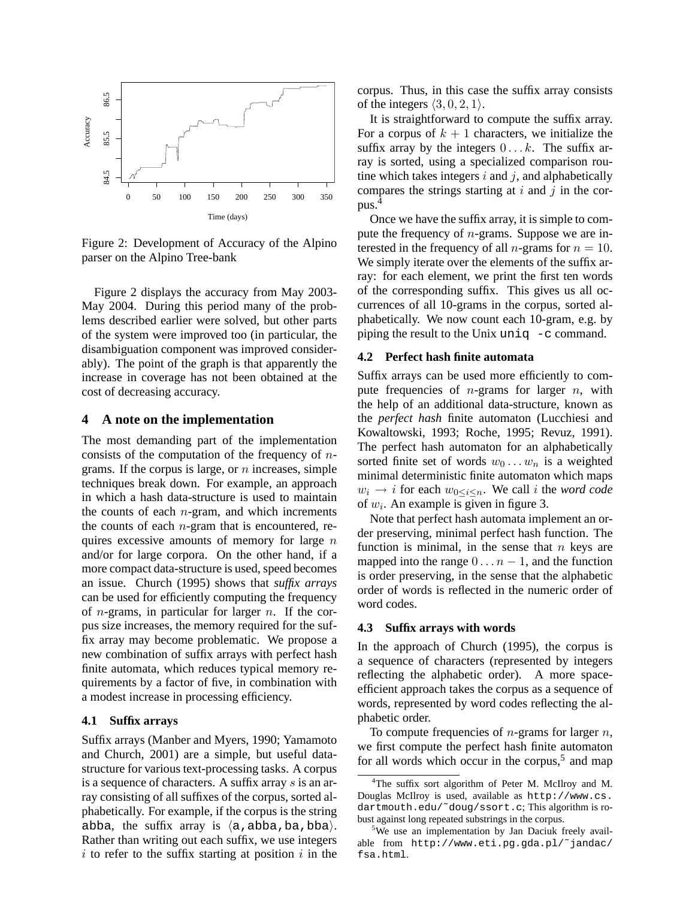Figure 2: Development of Accuracy of the Alpino parser on the Alpino Tree-bank

Figure 2 displays the accuracy from May 2003-May 2004. During this period many of the problems described earlier were solved, but other parts of the system were improved too (in particular, the disambiguation component was improved considerably). The point of the graph is that apparently the increase in coverage has not been obtained at the cost of decreasing accuracy.

## 4 A note on the implementation

The most demanding part of the implementation consists of the computation of the frequency of $n$-grams. If the corpus is large, or $n$ increases, simple techniques break down. For example, an approach in which a hash data-structure is used to maintain the counts of each $n$-gram, and which increments the counts of each $n$-gram that is encountered, requires excessive amounts of memory for large $n$ and/or for large corpora. On the other hand, if a more compact data-structure is used, speed becomes an issue. Church (1995) shows that *suffix arrays* can be used for efficiently computing the frequency of $n$-grams, in particular for larger $n$. If the corpus size increases, the memory required for the suffix array may become problematic. We propose a new combination of suffix arrays with perfect hash finite automata, which reduces typical memory requirements by a factor of five, in combination with a modest increase in processing efficiency.

### 4.1 Suffix arrays

Suffix arrays (Manber and Myers, 1990; Yamamoto and Church, 2001) are a simple, but useful data-structure for various text-processing tasks. A corpus is a sequence of characters. A suffix array $s$ is an array consisting of all suffixes of the corpus, sorted alphabetically. For example, if the corpus is the string `abba`, the suffix array is $\langle$`a,abba,ba,bba`$\rangle$. Rather than writing out each suffix, we use integers $i$ to refer to the suffix starting at position $i$ in the corpus. Thus, in this case the suffix array consists of the integers $\langle 3, 0, 2, 1\rangle$.

It is straightforward to compute the suffix array. For a corpus of $k + 1$ characters, we initialize the suffix array by the integers $0 \ldots k$. The suffix array is sorted, using a specialized comparison routine which takes integers $i$ and $j$, and alphabetically compares the strings starting at $i$ and $j$ in the corpus.[4]

Once we have the suffix array, it is simple to compute the frequency of $n$-grams. Suppose we are interested in the frequency of all $n$-grams for $n = 10$. We simply iterate over the elements of the suffix array: for each element, we print the first ten words of the corresponding suffix. This gives us all occurrences of all 10-grams in the corpus, sorted alphabetically. We now count each 10-gram, e.g. by piping the result to the Unix `uniq -c` command.

### 4.2 Perfect hash finite automata

Suffix arrays can be used more efficiently to compute frequencies of $n$-grams for larger $n$, with the help of an additional data-structure, known as the *perfect hash* finite automaton (Lucchiesi and Kowaltowski, 1993; Roche, 1995; Revuz, 1991). The perfect hash automaton for an alphabetically sorted finite set of words $w_0 \ldots w_n$ is a weighted minimal deterministic finite automaton which maps $w_i \rightarrow i$ for each $w_{0 \leq i \leq n}$. We call $i$ the *word code* of $w_i$. An example is given in figure 3.

Note that perfect hash automata implement an order preserving, minimal perfect hash function. The function is minimal, in the sense that $n$ keys are mapped into the range $0 \ldots n - 1$, and the function is order preserving, in the sense that the alphabetic order of words is reflected in the numeric order of word codes.

### 4.3 Suffix arrays with words

In the approach of Church (1995), the corpus is a sequence of characters (represented by integers reflecting the alphabetic order). A more space-efficient approach takes the corpus as a sequence of words, represented by word codes reflecting the alphabetic order.

To compute frequencies of $n$-grams for larger $n$, we first compute the perfect hash finite automaton for all words which occur in the corpus,[5] and map

[4]The suffix sort algorithm of Peter M. McIlroy and M. Douglas McIlroy is used, available as `http://www.cs.dartmouth.edu/~doug/ssort.c`; This algorithm is robust against long repeated substrings in the corpus.

[5]We use an implementation by Jan Daciuk freely available from `http://www.eti.pg.gda.pl/~jandac/fsa.html`.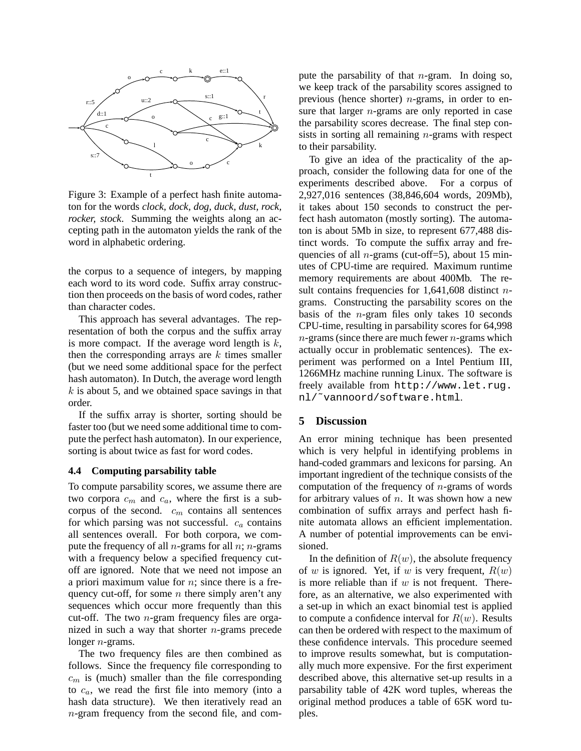Figure 3: Example of a perfect hash finite automaton for the words *clock, dock, dog, duck, dust, rock, rocker, stock*. Summing the weights along an accepting path in the automaton yields the rank of the word in alphabetic ordering.

the corpus to a sequence of integers, by mapping each word to its word code. Suffix array construction then proceeds on the basis of word codes, rather than character codes.

This approach has several advantages. The representation of both the corpus and the suffix array is more compact. If the average word length is $k$, then the corresponding arrays are $k$ times smaller (but we need some additional space for the perfect hash automaton). In Dutch, the average word length $k$ is about 5, and we obtained space savings in that order.

If the suffix array is shorter, sorting should be faster too (but we need some additional time to compute the perfect hash automaton). In our experience, sorting is about twice as fast for word codes.

### 4.4 Computing parsability table

To compute parsability scores, we assume there are two corpora $c_m$ and $c_a$, where the first is a subcorpus of the second. $c_m$ contains all sentences for which parsing was not successful. $c_a$ contains all sentences overall. For both corpora, we compute the frequency of all $n$-grams for all $n$; $n$-grams with a frequency below a specified frequency cutoff are ignored. Note that we need not impose an a priori maximum value for $n$; since there is a frequency cut-off, for some $n$ there simply aren't any sequences which occur more frequently than this cut-off. The two $n$-gram frequency files are organized in such a way that shorter $n$-grams precede longer $n$-grams.

The two frequency files are then combined as follows. Since the frequency file corresponding to $c_m$ is (much) smaller than the file corresponding to $c_a$, we read the first file into memory (into a hash data structure). We then iteratively read an $n$-gram frequency from the second file, and compute the parsability of that $n$-gram. In doing so, we keep track of the parsability scores assigned to previous (hence shorter) $n$-grams, in order to ensure that larger $n$-grams are only reported in case the parsability scores decrease. The final step consists in sorting all remaining $n$-grams with respect to their parsability.

To give an idea of the practicality of the approach, consider the following data for one of the experiments described above. For a corpus of 2,927,016 sentences (38,846,604 words, 209Mb), it takes about 150 seconds to construct the perfect hash automaton (mostly sorting). The automaton is about 5Mb in size, to represent 677,488 distinct words. To compute the suffix array and frequencies of all $n$-grams (cut-off=5), about 15 minutes of CPU-time are required. Maximum runtime memory requirements are about 400Mb. The result contains frequencies for 1,641,608 distinct $n$-grams. Constructing the parsability scores on the basis of the $n$-gram files only takes 10 seconds CPU-time, resulting in parsability scores for 64,998 $n$-grams (since there are much fewer $n$-grams which actually occur in problematic sentences). The experiment was performed on a Intel Pentium III, 1266MHz machine running Linux. The software is freely available from `http://www.let.rug.nl/~vannoord/software.html`.

## 5 Discussion

An error mining technique has been presented which is very helpful in identifying problems in hand-coded grammars and lexicons for parsing. An important ingredient of the technique consists of the computation of the frequency of $n$-grams of words for arbitrary values of $n$. It was shown how a new combination of suffix arrays and perfect hash finite automata allows an efficient implementation. A number of potential improvements can be envisioned.

In the definition of $R(w)$, the absolute frequency of $w$ is ignored. Yet, if $w$ is very frequent, $R(w)$ is more reliable than if $w$ is not frequent. Therefore, as an alternative, we also experimented with a set-up in which an exact binomial test is applied to compute a confidence interval for $R(w)$. Results can then be ordered with respect to the maximum of these confidence intervals. This procedure seemed to improve results somewhat, but is computationally much more expensive. For the first experiment described above, this alternative set-up results in a parsability table of 42K word tuples, whereas the original method produces a table of 65K word tuples.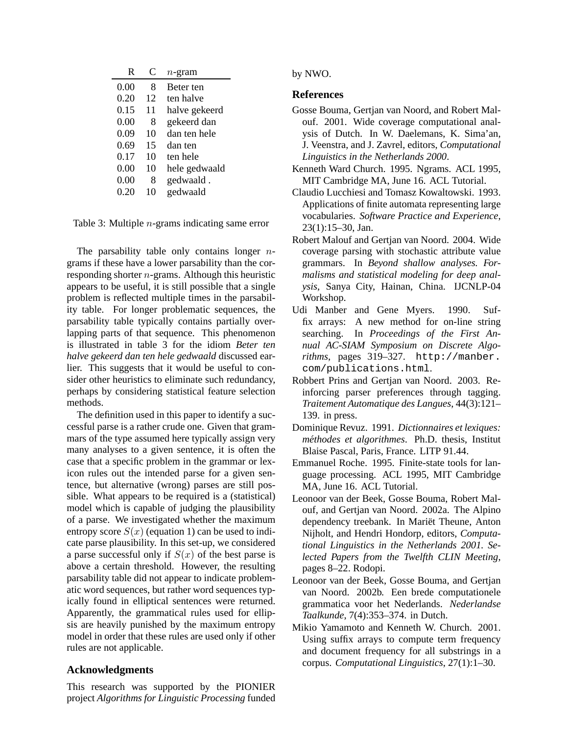| R | C | $n$-gram |
|---|---|---|
| 0.00 | 8 | Beter ten |
| 0.20 | 12 | ten halve |
| 0.15 | 11 | halve gekeerd |
| 0.00 | 8 | gekeerd dan |
| 0.09 | 10 | dan ten hele |
| 0.69 | 15 | dan ten |
| 0.17 | 10 | ten hele |
| 0.00 | 10 | hele gedwaald |
| 0.00 | 8 | gedwaald . |
| 0.20 | 10 | gedwaald |

Table 3: Multiple $n$-grams indicating same error

The parsability table only contains longer $n$-grams if these have a lower parsability than the corresponding shorter $n$-grams. Although this heuristic appears to be useful, it is still possible that a single problem is reflected multiple times in the parsability table. For longer problematic sequences, the parsability table typically contains partially overlapping parts of that sequence. This phenomenon is illustrated in table 3 for the idiom *Beter ten halve gekeerd dan ten hele gedwaald* discussed earlier. This suggests that it would be useful to consider other heuristics to eliminate such redundancy, perhaps by considering statistical feature selection methods.

The definition used in this paper to identify a successful parse is a rather crude one. Given that grammars of the type assumed here typically assign very many analyses to a given sentence, it is often the case that a specific problem in the grammar or lexicon rules out the intended parse for a given sentence, but alternative (wrong) parses are still possible. What appears to be required is a (statistical) model which is capable of judging the plausibility of a parse. We investigated whether the maximum entropy score $S(x)$ (equation 1) can be used to indicate parse plausibility. In this set-up, we considered a parse successful only if $S(x)$ of the best parse is above a certain threshold. However, the resulting parsability table did not appear to indicate problematic word sequences, but rather word sequences typically found in elliptical sentences were returned. Apparently, the grammatical rules used for ellipsis are heavily punished by the maximum entropy model in order that these rules are used only if other rules are not applicable.

## Acknowledgments

This research was supported by the PIONIER project *Algorithms for Linguistic Processing* funded by NWO.

## References

Gosse Bouma, Gertjan van Noord, and Robert Malouf. 2001. Wide coverage computational analysis of Dutch. In W. Daelemans, K. Sima'an, J. Veenstra, and J. Zavrel, editors, *Computational Linguistics in the Netherlands 2000*.

Kenneth Ward Church. 1995. Ngrams. ACL 1995, MIT Cambridge MA, June 16. ACL Tutorial.

Claudio Lucchiesi and Tomasz Kowaltowski. 1993. Applications of finite automata representing large vocabularies. *Software Practice and Experience*, 23(1):15–30, Jan.

Robert Malouf and Gertjan van Noord. 2004. Wide coverage parsing with stochastic attribute value grammars. In *Beyond shallow analyses. Formalisms and statistical modeling for deep analysis*, Sanya City, Hainan, China. IJCNLP-04 Workshop.

Udi Manber and Gene Myers. 1990. Suffix arrays: A new method for on-line string searching. In *Proceedings of the First Annual AC-SIAM Symposium on Discrete Algorithms*, pages 319–327. http://manber.com/publications.html.

Robbert Prins and Gertjan van Noord. 2003. Reinforcing parser preferences through tagging. *Traitement Automatique des Langues*, 44(3):121–139. in press.

Dominique Revuz. 1991. *Dictionnaires et lexiques: méthodes et algorithmes*. Ph.D. thesis, Institut Blaise Pascal, Paris, France. LITP 91.44.

Emmanuel Roche. 1995. Finite-state tools for language processing. ACL 1995, MIT Cambridge MA, June 16. ACL Tutorial.

Leonoor van der Beek, Gosse Bouma, Robert Malouf, and Gertjan van Noord. 2002a. The Alpino dependency treebank. In Mariët Theune, Anton Nijholt, and Hendri Hondorp, editors, *Computational Linguistics in the Netherlands 2001. Selected Papers from the Twelfth CLIN Meeting*, pages 8–22. Rodopi.

Leonoor van der Beek, Gosse Bouma, and Gertjan van Noord. 2002b. Een brede computationele grammatica voor het Nederlands. *Nederlandse Taalkunde*, 7(4):353–374. in Dutch.

Mikio Yamamoto and Kenneth W. Church. 2001. Using suffix arrays to compute term frequency and document frequency for all substrings in a corpus. *Computational Linguistics*, 27(1):1–30.